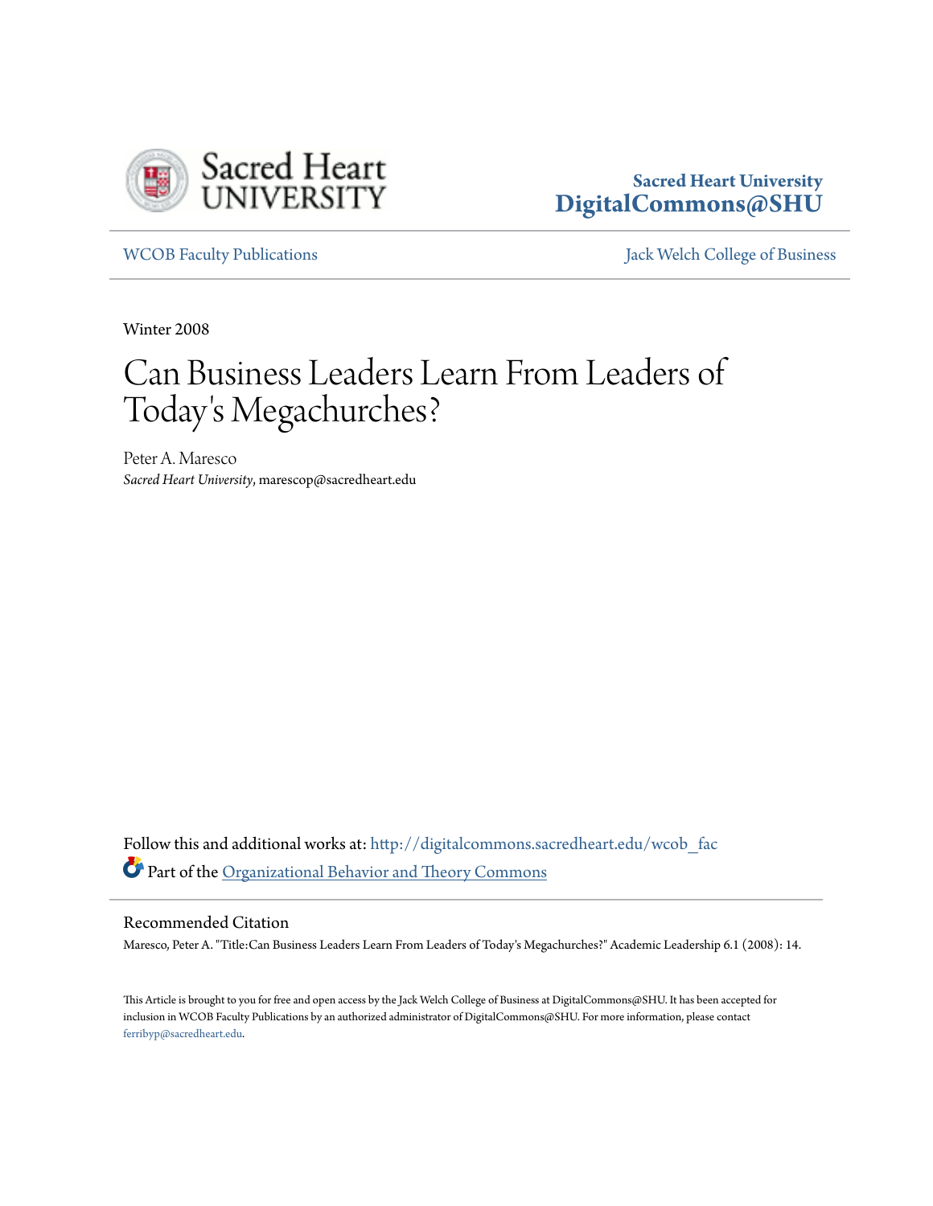Sacred Heart University
**DigitalCommons@SHU**

WCOB Faculty Publications | Jack Welch College of Business

Winter 2008

# Can Business Leaders Learn From Leaders of Today's Megachurches?

Peter A. Maresco
*Sacred Heart University*, marescop@sacredheart.edu

Follow this and additional works at: http://digitalcommons.sacredheart.edu/wcob_fac

Part of the Organizational Behavior and Theory Commons

## Recommended Citation

Maresco, Peter A. "Title:Can Business Leaders Learn From Leaders of Today's Megachurches?" Academic Leadership 6.1 (2008): 14.

This Article is brought to you for free and open access by the Jack Welch College of Business at DigitalCommons@SHU. It has been accepted for inclusion in WCOB Faculty Publications by an authorized administrator of DigitalCommons@SHU. For more information, please contact ferribyp@sacredheart.edu.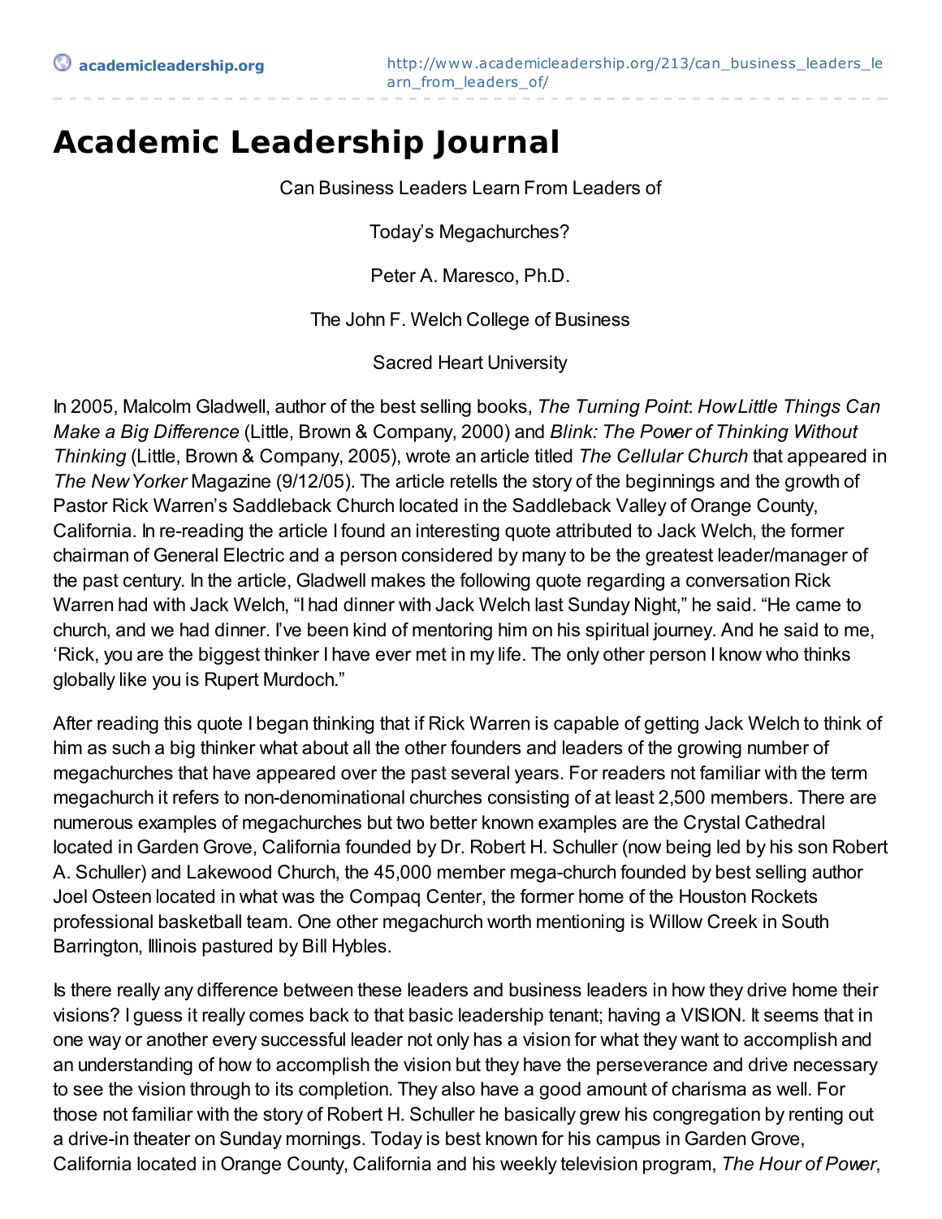# Academic Leadership Journal

Can Business Leaders Learn From Leaders of

Today's Megachurches?

Peter A. Maresco, Ph.D.

The John F. Welch College of Business

Sacred Heart University

In 2005, Malcolm Gladwell, author of the best selling books, *The Turning Point*: *How Little Things Can Make a Big Difference* (Little, Brown & Company, 2000) and *Blink: The Power of Thinking Without Thinking* (Little, Brown & Company, 2005), wrote an article titled *The Cellular Church* that appeared in *The New Yorker* Magazine (9/12/05). The article retells the story of the beginnings and the growth of Pastor Rick Warren's Saddleback Church located in the Saddleback Valley of Orange County, California. In re-reading the article I found an interesting quote attributed to Jack Welch, the former chairman of General Electric and a person considered by many to be the greatest leader/manager of the past century. In the article, Gladwell makes the following quote regarding a conversation Rick Warren had with Jack Welch, "I had dinner with Jack Welch last Sunday Night," he said. "He came to church, and we had dinner. I've been kind of mentoring him on his spiritual journey. And he said to me, 'Rick, you are the biggest thinker I have ever met in my life. The only other person I know who thinks globally like you is Rupert Murdoch."

After reading this quote I began thinking that if Rick Warren is capable of getting Jack Welch to think of him as such a big thinker what about all the other founders and leaders of the growing number of megachurches that have appeared over the past several years. For readers not familiar with the term megachurch it refers to non-denominational churches consisting of at least 2,500 members. There are numerous examples of megachurches but two better known examples are the Crystal Cathedral located in Garden Grove, California founded by Dr. Robert H. Schuller (now being led by his son Robert A. Schuller) and Lakewood Church, the 45,000 member mega-church founded by best selling author Joel Osteen located in what was the Compaq Center, the former home of the Houston Rockets professional basketball team. One other megachurch worth mentioning is Willow Creek in South Barrington, Illinois pastured by Bill Hybles.

Is there really any difference between these leaders and business leaders in how they drive home their visions? I guess it really comes back to that basic leadership tenant; having a VISION. It seems that in one way or another every successful leader not only has a vision for what they want to accomplish and an understanding of how to accomplish the vision but they have the perseverance and drive necessary to see the vision through to its completion. They also have a good amount of charisma as well. For those not familiar with the story of Robert H. Schuller he basically grew his congregation by renting out a drive-in theater on Sunday mornings. Today is best known for his campus in Garden Grove, California located in Orange County, California and his weekly television program, *The Hour of Power*,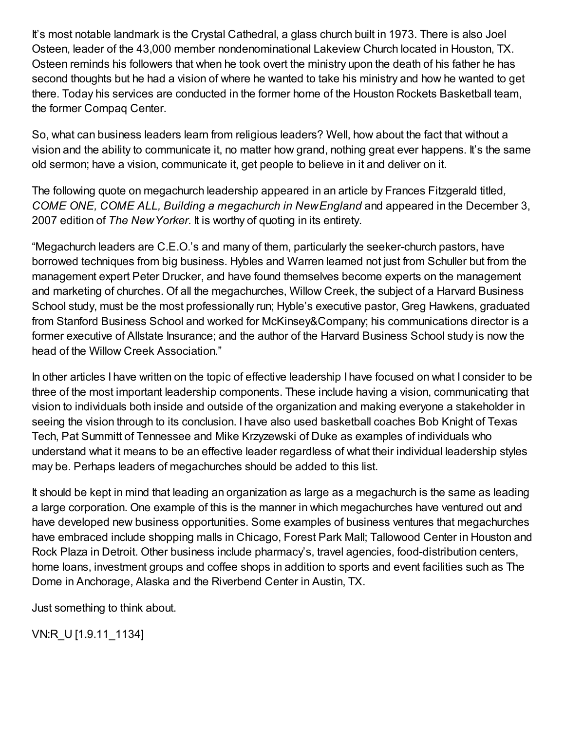It's most notable landmark is the Crystal Cathedral, a glass church built in 1973. There is also Joel Osteen, leader of the 43,000 member nondenominational Lakeview Church located in Houston, TX. Osteen reminds his followers that when he took overt the ministry upon the death of his father he has second thoughts but he had a vision of where he wanted to take his ministry and how he wanted to get there. Today his services are conducted in the former home of the Houston Rockets Basketball team, the former Compaq Center.

So, what can business leaders learn from religious leaders? Well, how about the fact that without a vision and the ability to communicate it, no matter how grand, nothing great ever happens. It's the same old sermon; have a vision, communicate it, get people to believe in it and deliver on it.

The following quote on megachurch leadership appeared in an article by Frances Fitzgerald titled*, COME ONE, COME ALL, Building a megachurch in New England* and appeared in the December 3, 2007 edition of *The New Yorker*. It is worthy of quoting in its entirety.

"Megachurch leaders are C.E.O.'s and many of them, particularly the seeker-church pastors, have borrowed techniques from big business. Hybles and Warren learned not just from Schuller but from the management expert Peter Drucker, and have found themselves become experts on the management and marketing of churches. Of all the megachurches, Willow Creek, the subject of a Harvard Business School study, must be the most professionally run; Hyble's executive pastor, Greg Hawkens, graduated from Stanford Business School and worked for McKinsey&Company; his communications director is a former executive of Allstate Insurance; and the author of the Harvard Business School study is now the head of the Willow Creek Association."

In other articles I have written on the topic of effective leadership I have focused on what I consider to be three of the most important leadership components. These include having a vision, communicating that vision to individuals both inside and outside of the organization and making everyone a stakeholder in seeing the vision through to its conclusion. I have also used basketball coaches Bob Knight of Texas Tech, Pat Summitt of Tennessee and Mike Krzyzewski of Duke as examples of individuals who understand what it means to be an effective leader regardless of what their individual leadership styles may be. Perhaps leaders of megachurches should be added to this list.

It should be kept in mind that leading an organization as large as a megachurch is the same as leading a large corporation. One example of this is the manner in which megachurches have ventured out and have developed new business opportunities. Some examples of business ventures that megachurches have embraced include shopping malls in Chicago, Forest Park Mall; Tallowood Center in Houston and Rock Plaza in Detroit. Other business include pharmacy's, travel agencies, food-distribution centers, home loans, investment groups and coffee shops in addition to sports and event facilities such as The Dome in Anchorage, Alaska and the Riverbend Center in Austin, TX.

Just something to think about.

VN:R_U [1.9.11_1134]